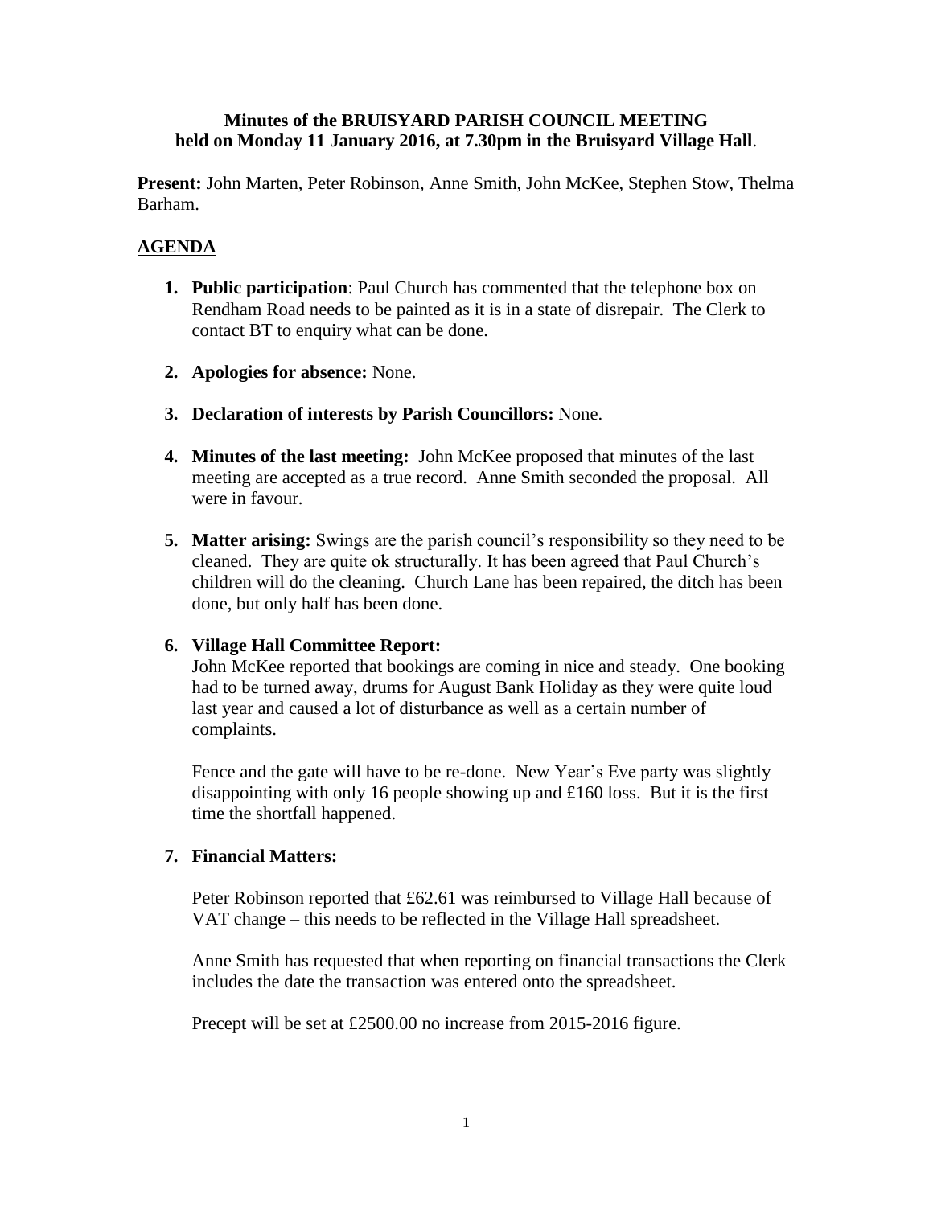**Minutes of the BRUISYARD PARISH COUNCIL MEETING held on Monday 11 January 2016, at 7.30pm in the Bruisyard Village Hall**.

**Present:** John Marten, Peter Robinson, Anne Smith, John McKee, Stephen Stow, Thelma Barham.

## AGENDA

1. **Public participation**: Paul Church has commented that the telephone box on Rendham Road needs to be painted as it is in a state of disrepair. The Clerk to contact BT to enquiry what can be done.

2. **Apologies for absence:** None.

3. **Declaration of interests by Parish Councillors:** None.

4. **Minutes of the last meeting:** John McKee proposed that minutes of the last meeting are accepted as a true record. Anne Smith seconded the proposal. All were in favour.

5. **Matter arising:** Swings are the parish council's responsibility so they need to be cleaned. They are quite ok structurally. It has been agreed that Paul Church's children will do the cleaning. Church Lane has been repaired, the ditch has been done, but only half has been done.

6. **Village Hall Committee Report:**

   John McKee reported that bookings are coming in nice and steady. One booking had to be turned away, drums for August Bank Holiday as they were quite loud last year and caused a lot of disturbance as well as a certain number of complaints.

   Fence and the gate will have to be re-done. New Year's Eve party was slightly disappointing with only 16 people showing up and £160 loss. But it is the first time the shortfall happened.

7. **Financial Matters:**

   Peter Robinson reported that £62.61 was reimbursed to Village Hall because of VAT change – this needs to be reflected in the Village Hall spreadsheet.

   Anne Smith has requested that when reporting on financial transactions the Clerk includes the date the transaction was entered onto the spreadsheet.

   Precept will be set at £2500.00 no increase from 2015-2016 figure.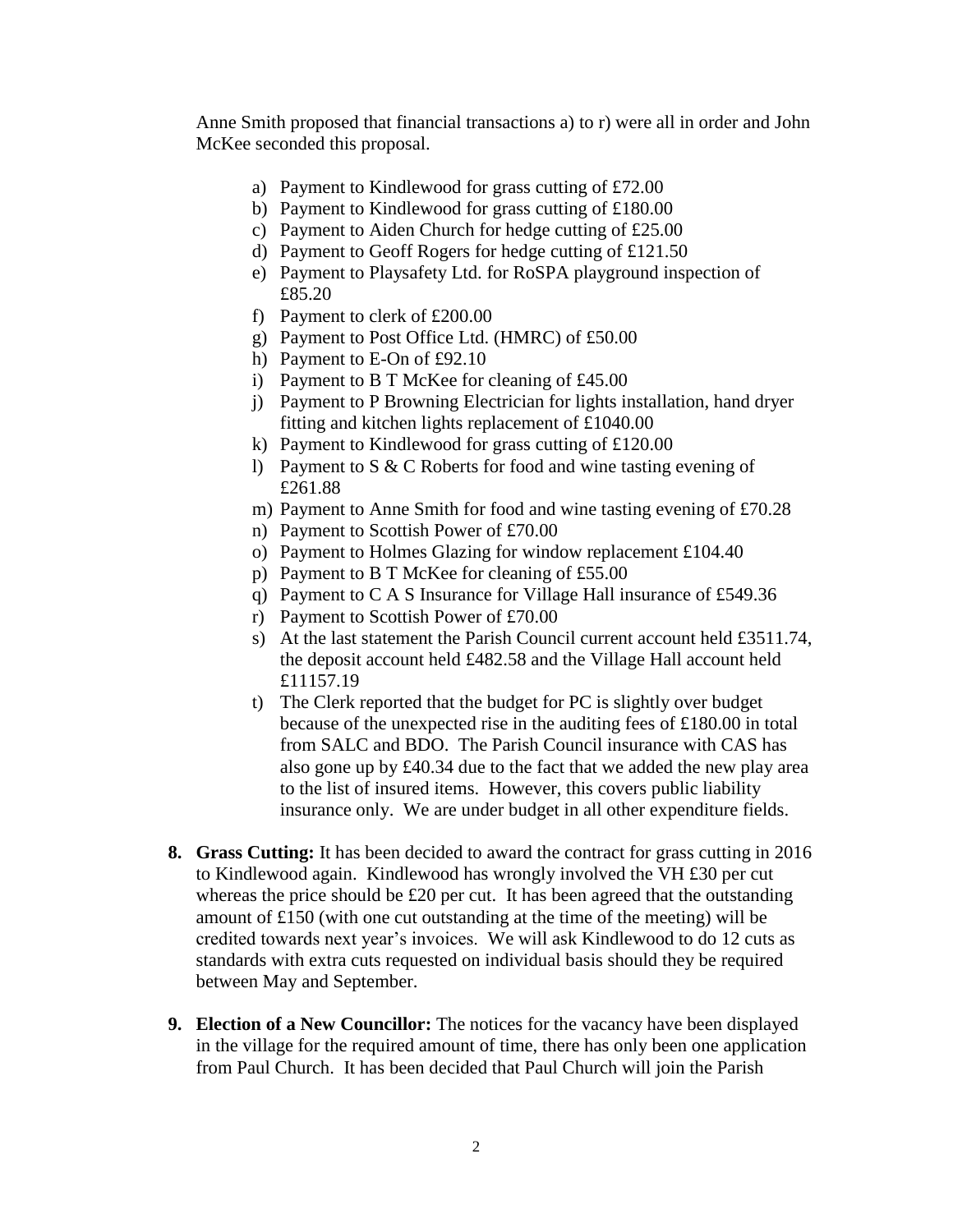Anne Smith proposed that financial transactions a) to r) were all in order and John McKee seconded this proposal.

a) Payment to Kindlewood for grass cutting of £72.00
b) Payment to Kindlewood for grass cutting of £180.00
c) Payment to Aiden Church for hedge cutting of £25.00
d) Payment to Geoff Rogers for hedge cutting of £121.50
e) Payment to Playsafety Ltd. for RoSPA playground inspection of £85.20
f) Payment to clerk of £200.00
g) Payment to Post Office Ltd. (HMRC) of £50.00
h) Payment to E-On of £92.10
i) Payment to B T McKee for cleaning of £45.00
j) Payment to P Browning Electrician for lights installation, hand dryer fitting and kitchen lights replacement of £1040.00
k) Payment to Kindlewood for grass cutting of £120.00
l) Payment to S & C Roberts for food and wine tasting evening of £261.88
m) Payment to Anne Smith for food and wine tasting evening of £70.28
n) Payment to Scottish Power of £70.00
o) Payment to Holmes Glazing for window replacement £104.40
p) Payment to B T McKee for cleaning of £55.00
q) Payment to C A S Insurance for Village Hall insurance of £549.36
r) Payment to Scottish Power of £70.00
s) At the last statement the Parish Council current account held £3511.74, the deposit account held £482.58 and the Village Hall account held £11157.19
t) The Clerk reported that the budget for PC is slightly over budget because of the unexpected rise in the auditing fees of £180.00 in total from SALC and BDO. The Parish Council insurance with CAS has also gone up by £40.34 due to the fact that we added the new play area to the list of insured items. However, this covers public liability insurance only. We are under budget in all other expenditure fields.

**8. Grass Cutting:** It has been decided to award the contract for grass cutting in 2016 to Kindlewood again. Kindlewood has wrongly involved the VH £30 per cut whereas the price should be £20 per cut. It has been agreed that the outstanding amount of £150 (with one cut outstanding at the time of the meeting) will be credited towards next year's invoices. We will ask Kindlewood to do 12 cuts as standards with extra cuts requested on individual basis should they be required between May and September.

**9. Election of a New Councillor:** The notices for the vacancy have been displayed in the village for the required amount of time, there has only been one application from Paul Church. It has been decided that Paul Church will join the Parish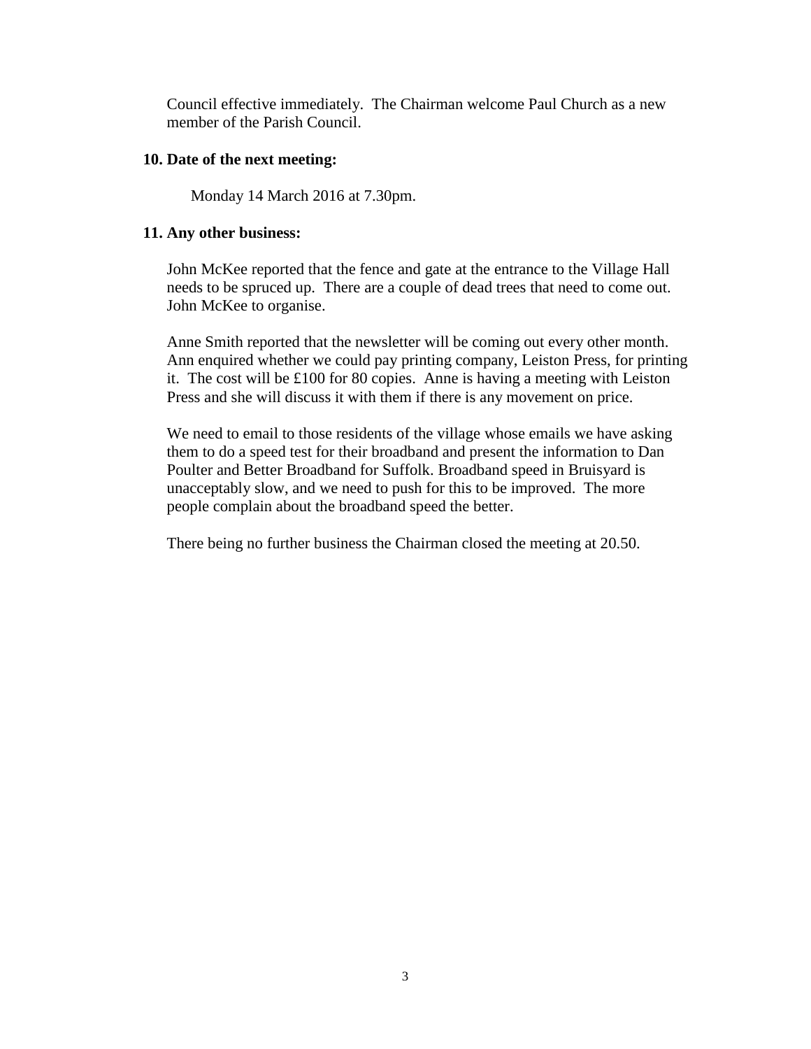Council effective immediately. The Chairman welcome Paul Church as a new member of the Parish Council.

**10. Date of the next meeting:**

Monday 14 March 2016 at 7.30pm.

**11. Any other business:**

John McKee reported that the fence and gate at the entrance to the Village Hall needs to be spruced up. There are a couple of dead trees that need to come out. John McKee to organise.

Anne Smith reported that the newsletter will be coming out every other month. Ann enquired whether we could pay printing company, Leiston Press, for printing it. The cost will be £100 for 80 copies. Anne is having a meeting with Leiston Press and she will discuss it with them if there is any movement on price.

We need to email to those residents of the village whose emails we have asking them to do a speed test for their broadband and present the information to Dan Poulter and Better Broadband for Suffolk. Broadband speed in Bruisyard is unacceptably slow, and we need to push for this to be improved. The more people complain about the broadband speed the better.

There being no further business the Chairman closed the meeting at 20.50.